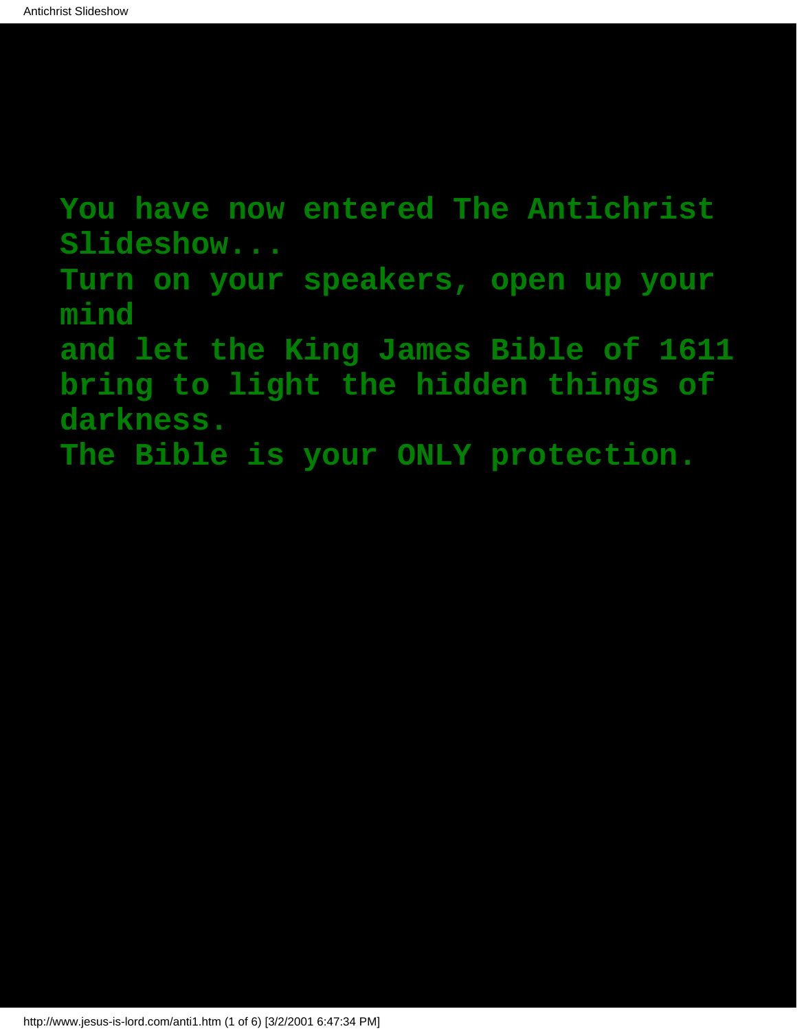**You have now entered The Antichrist Slideshow...**
**Turn on your speakers, open up your mind**
**and let the King James Bible of 1611 bring to light the hidden things of darkness.**
**The Bible is your ONLY protection.**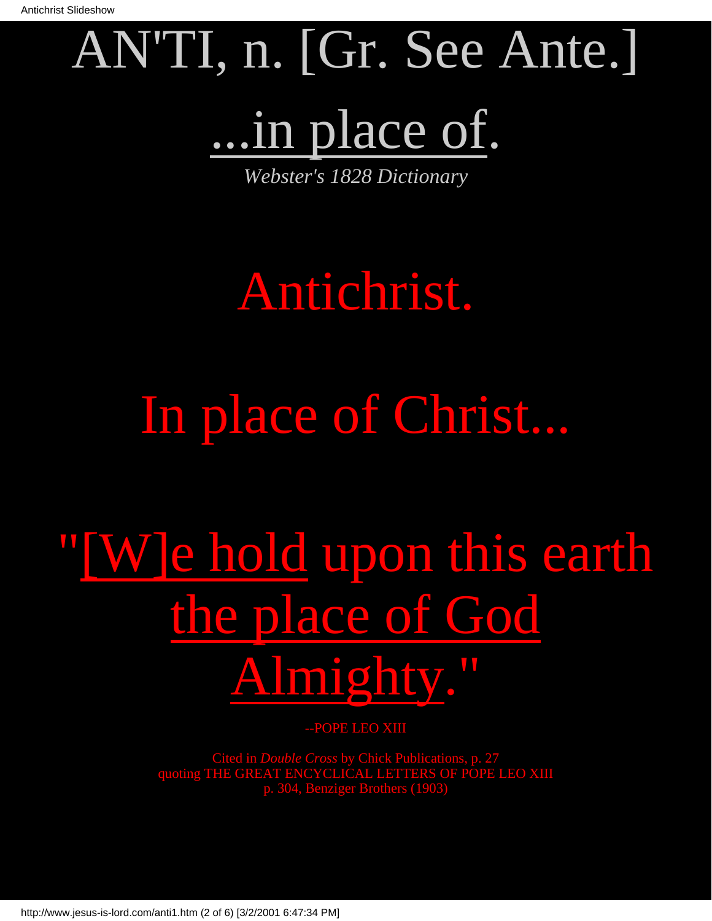# AN'TI, n. [Gr. See Ante.]

# ...in place of.

*Webster's 1828 Dictionary*

# Antichrist.

# In place of Christ...

# "[W]e hold upon this earth the place of God Almighty."

--POPE LEO XIII

Cited in *Double Cross* by Chick Publications, p. 27
quoting THE GREAT ENCYCLICAL LETTERS OF POPE LEO XIII
p. 304, Benziger Brothers (1903)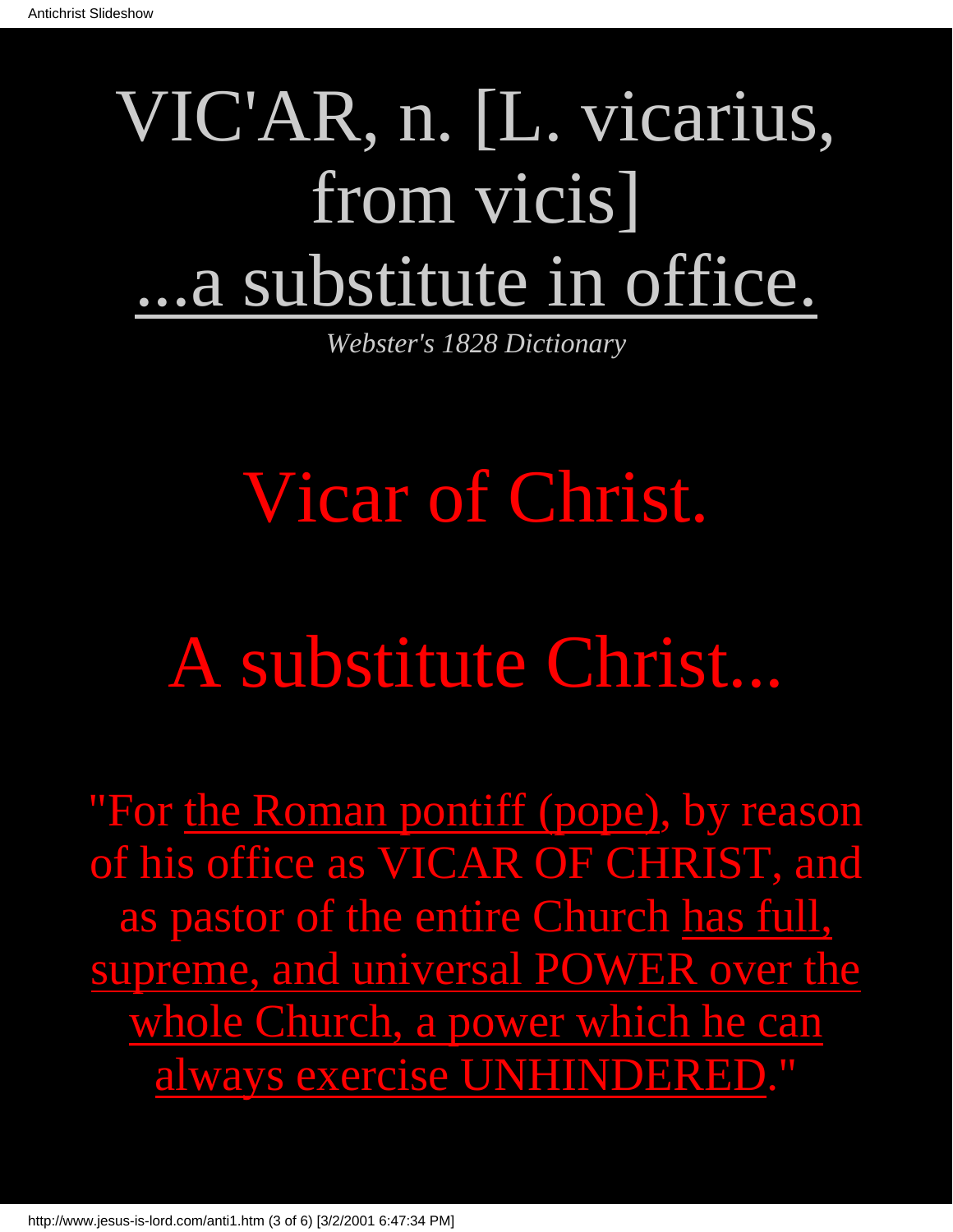# VIC'AR, n. [L. vicarius, from vicis] ...a substitute in office.

*Webster's 1828 Dictionary*

# Vicar of Christ.

# A substitute Christ...

"For the Roman pontiff (pope), by reason of his office as VICAR OF CHRIST, and as pastor of the entire Church has full, supreme, and universal POWER over the whole Church, a power which he can always exercise UNHINDERED."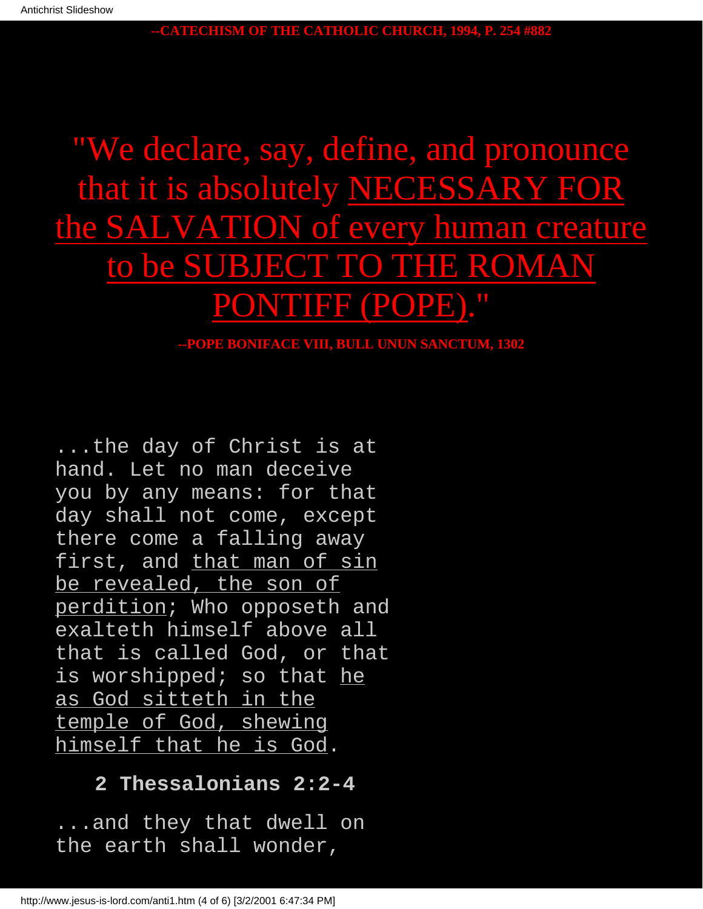**--CATECHISM OF THE CATHOLIC CHURCH, 1994, P. 254 #882**

"We declare, say, define, and pronounce that it is absolutely <u>NECESSARY FOR the SALVATION of every human creature to be SUBJECT TO THE ROMAN PONTIFF (POPE)</u>."

**--POPE BONIFACE VIII, BULL UNUN SANCTUM, 1302**

...the day of Christ is at hand. Let no man deceive you by any means: for that day shall not come, except there come a falling away first, and <u>that man of sin be revealed, the son of perdition</u>; Who opposeth and exalteth himself above all that is called God, or that is worshipped; so that <u>he as God sitteth in the temple of God, shewing himself that he is God</u>.

**2 Thessalonians 2:2-4**

...and they that dwell on the earth shall wonder,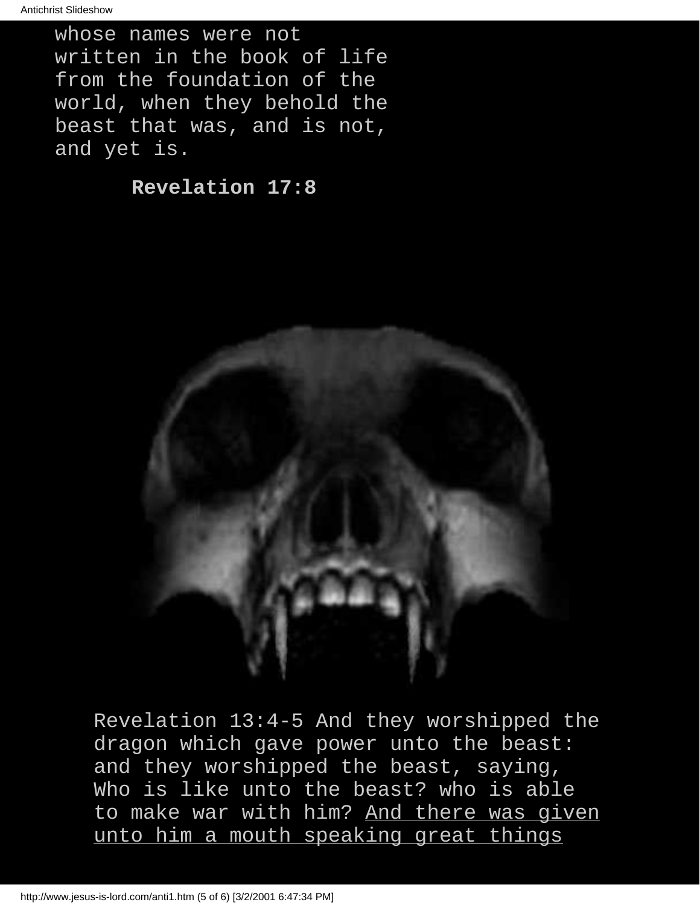whose names were not written in the book of life from the foundation of the world, when they behold the beast that was, and is not, and yet is.

**Revelation 17:8**

Revelation 13:4-5 And they worshipped the dragon which gave power unto the beast: and they worshipped the beast, saying, Who is like unto the beast? who is able to make war with him? <u>And there was given unto him a mouth speaking great things</u>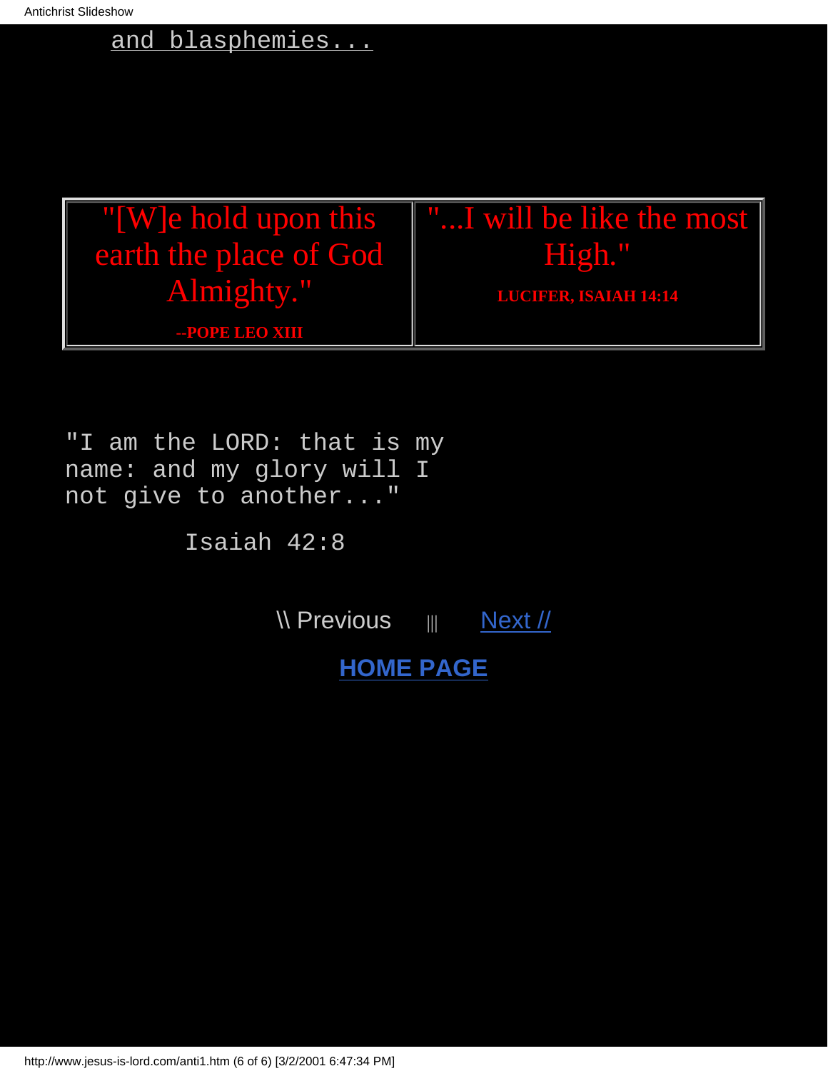and blasphemies...

| | |
|---|---|
| "[W]e hold upon this earth the place of God Almighty." **--POPE LEO XIII** | "...I will be like the most High." **LUCIFER, ISAIAH 14:14** |

"I am the LORD: that is my name: and my glory will I not give to another..."

Isaiah 42:8

\\ Previous ||| Next //

**HOME PAGE**